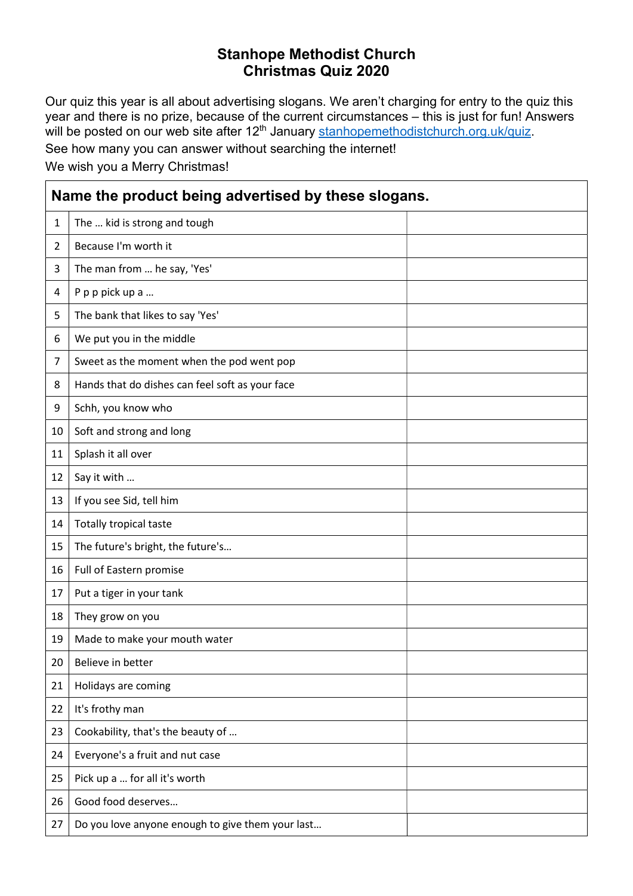# Stanhope Methodist Church
# Christmas Quiz 2020

Our quiz this year is all about advertising slogans. We aren't charging for entry to the quiz this year and there is no prize, because of the current circumstances – this is just for fun! Answers will be posted on our web site after 12th January [stanhopemethodistchurch.org.uk/quiz](stanhopemethodistchurch.org.uk/quiz).

See how many you can answer without searching the internet!

We wish you a Merry Christmas!

| Name the product being advertised by these slogans. | | |
|---|---|---|
| 1 | The … kid is strong and tough | |
| 2 | Because I'm worth it | |
| 3 | The man from … he say, 'Yes' | |
| 4 | P p p pick up a … | |
| 5 | The bank that likes to say 'Yes' | |
| 6 | We put you in the middle | |
| 7 | Sweet as the moment when the pod went pop | |
| 8 | Hands that do dishes can feel soft as your face | |
| 9 | Schh, you know who | |
| 10 | Soft and strong and long | |
| 11 | Splash it all over | |
| 12 | Say it with … | |
| 13 | If you see Sid, tell him | |
| 14 | Totally tropical taste | |
| 15 | The future's bright, the future's… | |
| 16 | Full of Eastern promise | |
| 17 | Put a tiger in your tank | |
| 18 | They grow on you | |
| 19 | Made to make your mouth water | |
| 20 | Believe in better | |
| 21 | Holidays are coming | |
| 22 | It's frothy man | |
| 23 | Cookability, that's the beauty of … | |
| 24 | Everyone's a fruit and nut case | |
| 25 | Pick up a … for all it's worth | |
| 26 | Good food deserves… | |
| 27 | Do you love anyone enough to give them your last… | |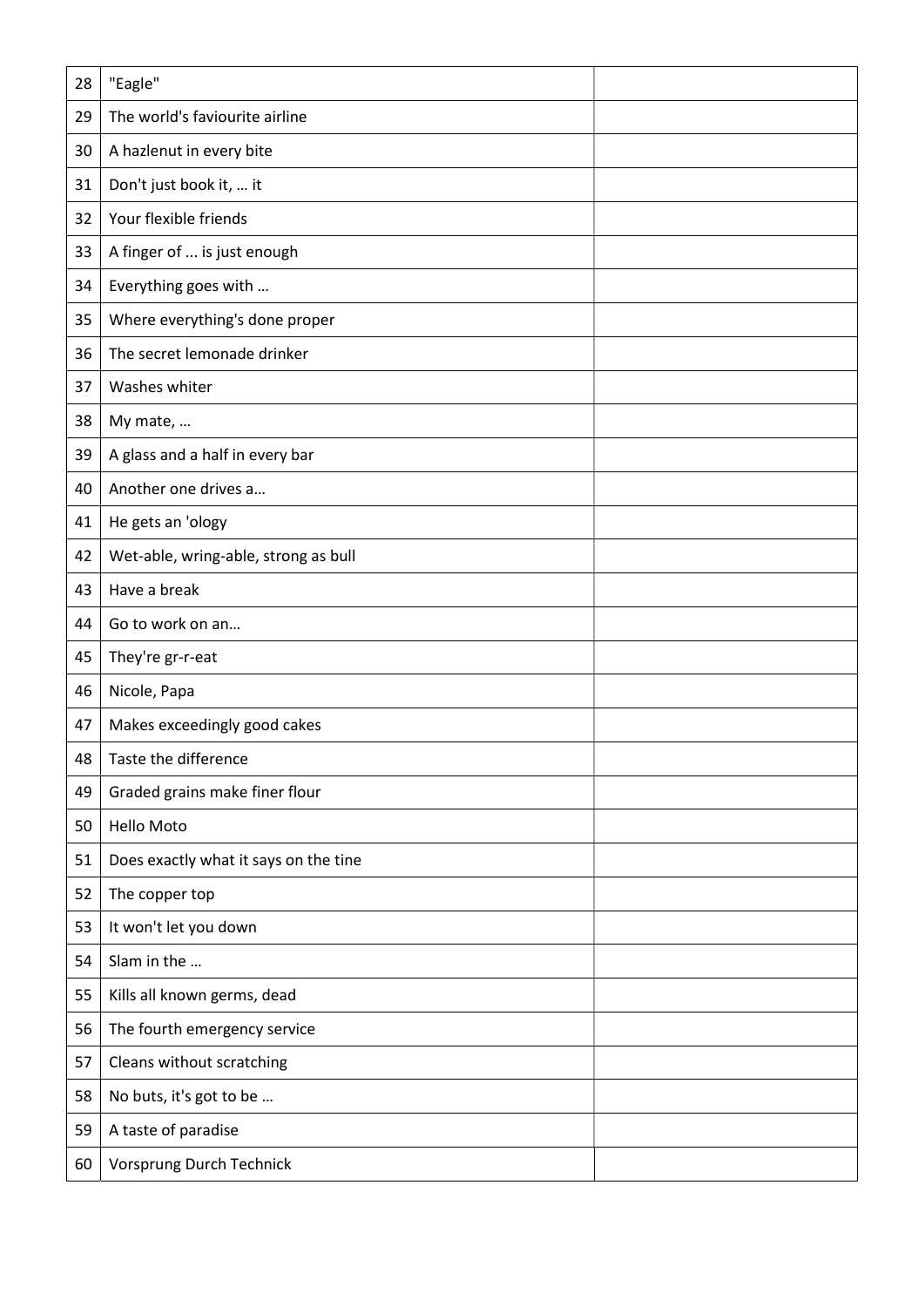| | | |
|---|---|---|
| 28 | "Eagle" | |
| 29 | The world's faviourite airline | |
| 30 | A hazlenut in every bite | |
| 31 | Don't just book it, … it | |
| 32 | Your flexible friends | |
| 33 | A finger of ... is just enough | |
| 34 | Everything goes with … | |
| 35 | Where everything's done proper | |
| 36 | The secret lemonade drinker | |
| 37 | Washes whiter | |
| 38 | My mate, … | |
| 39 | A glass and a half in every bar | |
| 40 | Another one drives a… | |
| 41 | He gets an 'ology | |
| 42 | Wet-able, wring-able, strong as bull | |
| 43 | Have a break | |
| 44 | Go to work on an… | |
| 45 | They're gr-r-eat | |
| 46 | Nicole, Papa | |
| 47 | Makes exceedingly good cakes | |
| 48 | Taste the difference | |
| 49 | Graded grains make finer flour | |
| 50 | Hello Moto | |
| 51 | Does exactly what it says on the tine | |
| 52 | The copper top | |
| 53 | It won't let you down | |
| 54 | Slam in the … | |
| 55 | Kills all known germs, dead | |
| 56 | The fourth emergency service | |
| 57 | Cleans without scratching | |
| 58 | No buts, it's got to be … | |
| 59 | A taste of paradise | |
| 60 | Vorsprung Durch Technick | |